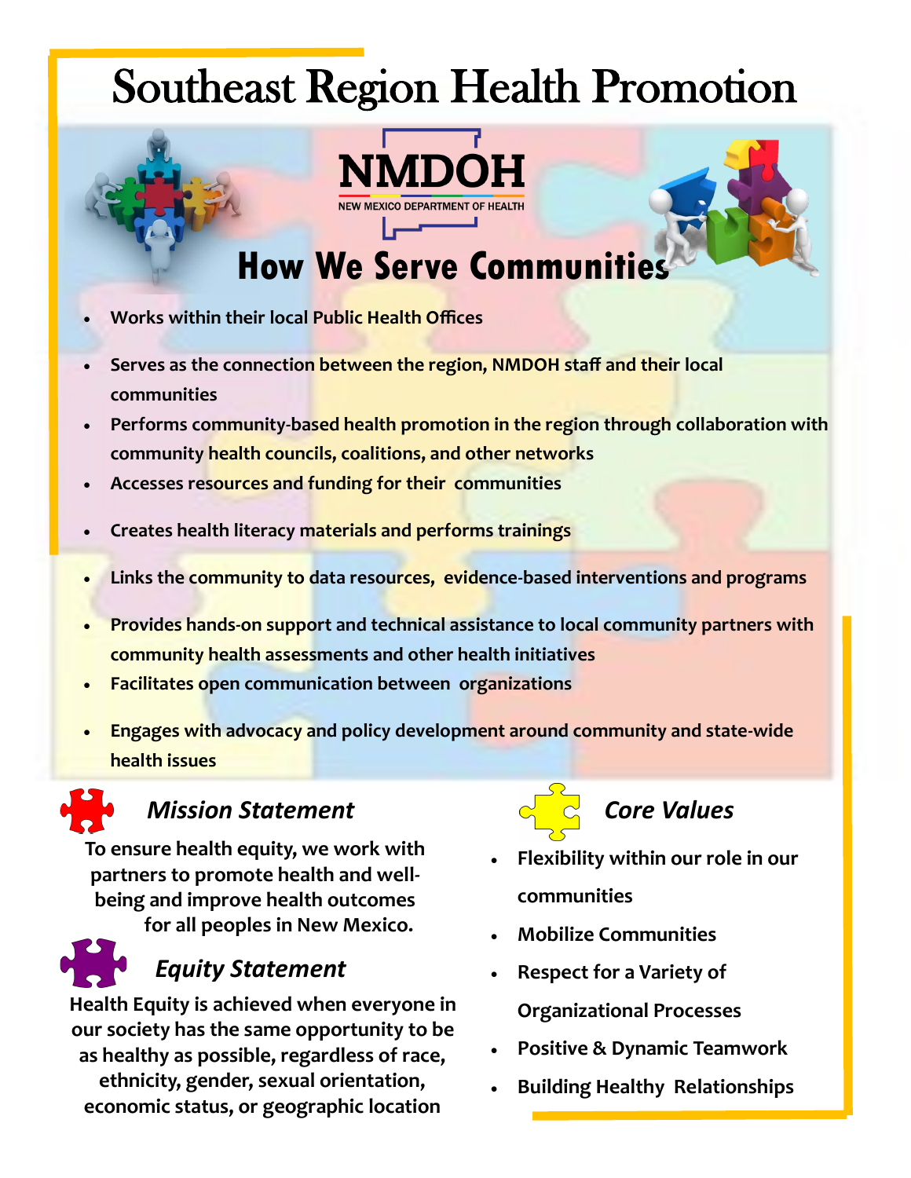# Southeast Region Health Promotion

NMDOH
NEW MEXICO DEPARTMENT OF HEALTH

## How We Serve Communities

- **Works within their local Public Health Offices**
- **Serves as the connection between the region, NMDOH staff and their local communities**
- **Performs community-based health promotion in the region through collaboration with community health councils, coalitions, and other networks**
- **Accesses resources and funding for their communities**
- **Creates health literacy materials and performs trainings**
- **Links the community to data resources, evidence-based interventions and programs**
- **Provides hands-on support and technical assistance to local community partners with community health assessments and other health initiatives**
- **Facilitates open communication between organizations**
- **Engages with advocacy and policy development around community and state-wide health issues**

### *Mission Statement*

**To ensure health equity, we work with partners to promote health and well-being and improve health outcomes for all peoples in New Mexico.**

### *Equity Statement*

**Health Equity is achieved when everyone in our society has the same opportunity to be as healthy as possible, regardless of race, ethnicity, gender, sexual orientation, economic status, or geographic location**

### *Core Values*

- **Flexibility within our role in our communities**
- **Mobilize Communities**
- **Respect for a Variety of Organizational Processes**
- **Positive & Dynamic Teamwork**
- **Building Healthy Relationships**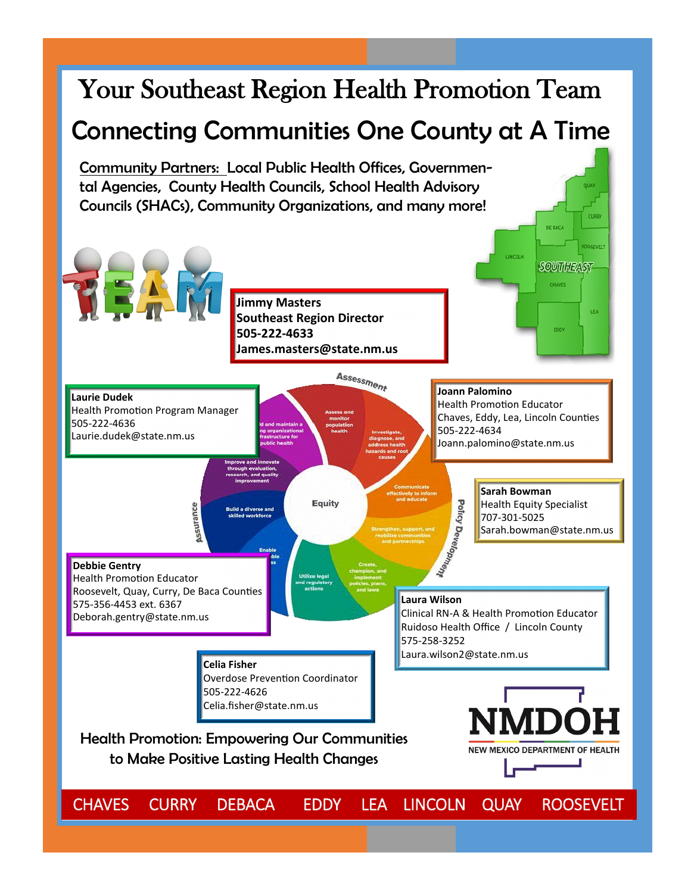# Your Southeast Region Health Promotion Team

## Connecting Communities One County at A Time

Community Partners: Local Public Health Offices, Governmental Agencies, County Health Councils, School Health Advisory Councils (SHACs), Community Organizations, and many more!

**Jimmy Masters**
**Southeast Region Director**
**505-222-4633**
**James.masters@state.nm.us**

**Laurie Dudek**
Health Promotion Program Manager
505-222-4636
Laurie.dudek@state.nm.us

**Joann Palomino**
Health Promotion Educator
Chaves, Eddy, Lea, Lincoln Counties
505-222-4634
Joann.palomino@state.nm.us

**Sarah Bowman**
Health Equity Specialist
707-301-5025
Sarah.bowman@state.nm.us

**Debbie Gentry**
Health Promotion Educator
Roosevelt, Quay, Curry, De Baca Counties
575-356-4453 ext. 6367
Deborah.gentry@state.nm.us

**Laura Wilson**
Clinical RN-A & Health Promotion Educator
Ruidoso Health Office / Lincoln County
575-258-3252
Laura.wilson2@state.nm.us

**Celia Fisher**
Overdose Prevention Coordinator
505-222-4626
Celia.fisher@state.nm.us

Health Promotion: Empowering Our Communities to Make Positive Lasting Health Changes

NMDOH
NEW MEXICO DEPARTMENT OF HEALTH

CHAVES CURRY DEBACA EDDY LEA LINCOLN QUAY ROOSEVELT